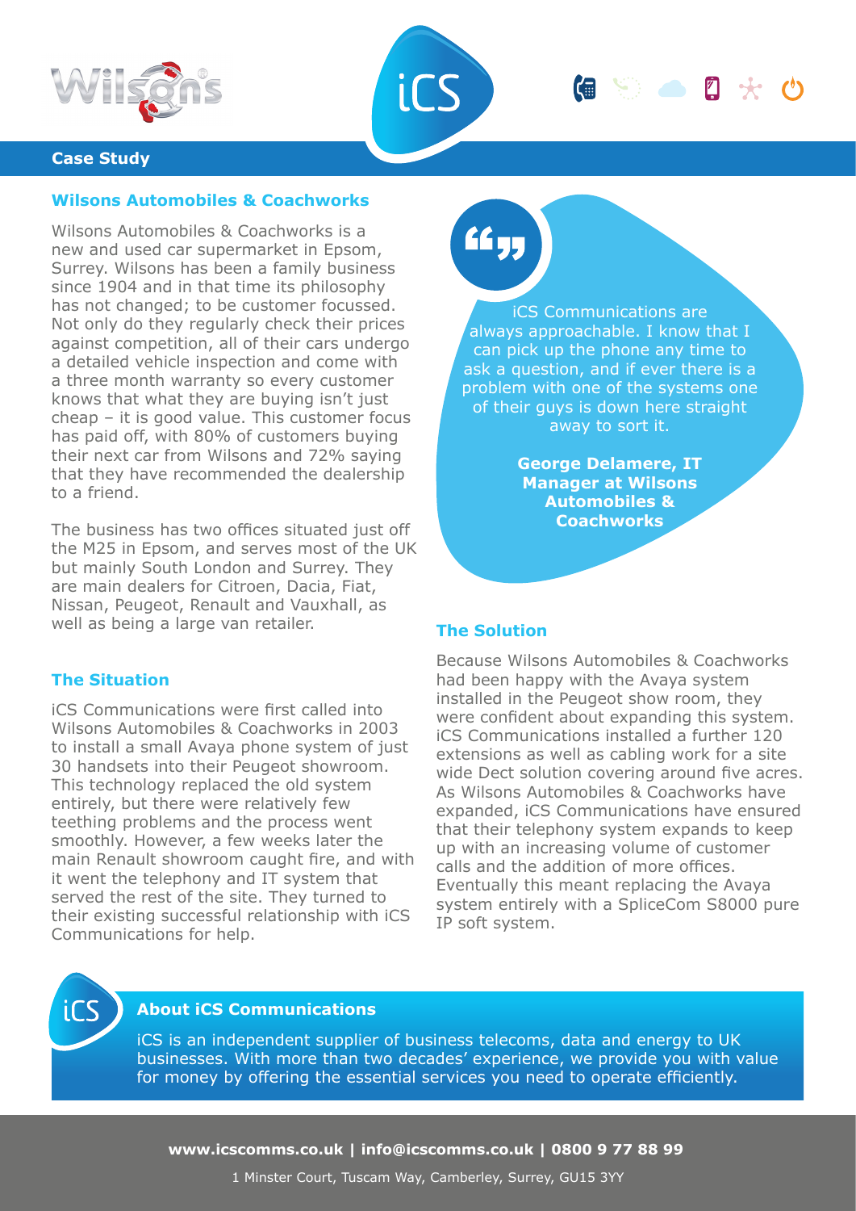**Case Study**

## Wilsons Automobiles & Coachworks

Wilsons Automobiles & Coachworks is a new and used car supermarket in Epsom, Surrey. Wilsons has been a family business since 1904 and in that time its philosophy has not changed; to be customer focussed. Not only do they regularly check their prices against competition, all of their cars undergo a detailed vehicle inspection and come with a three month warranty so every customer knows that what they are buying isn't just cheap – it is good value. This customer focus has paid off, with 80% of customers buying their next car from Wilsons and 72% saying that they have recommended the dealership to a friend.

The business has two offices situated just off the M25 in Epsom, and serves most of the UK but mainly South London and Surrey. They are main dealers for Citroen, Dacia, Fiat, Nissan, Peugeot, Renault and Vauxhall, as well as being a large van retailer.

## The Situation

iCS Communications were first called into Wilsons Automobiles & Coachworks in 2003 to install a small Avaya phone system of just 30 handsets into their Peugeot showroom. This technology replaced the old system entirely, but there were relatively few teething problems and the process went smoothly. However, a few weeks later the main Renault showroom caught fire, and with it went the telephony and IT system that served the rest of the site. They turned to their existing successful relationship with iCS Communications for help.

> iCS Communications are always approachable. I know that I can pick up the phone any time to ask a question, and if ever there is a problem with one of the systems one of their guys is down here straight away to sort it.
>
> **George Delamere, IT Manager at Wilsons Automobiles & Coachworks**

## The Solution

Because Wilsons Automobiles & Coachworks had been happy with the Avaya system installed in the Peugeot show room, they were confident about expanding this system. iCS Communications installed a further 120 extensions as well as cabling work for a site wide Dect solution covering around five acres. As Wilsons Automobiles & Coachworks have expanded, iCS Communications have ensured that their telephony system expands to keep up with an increasing volume of customer calls and the addition of more offices. Eventually this meant replacing the Avaya system entirely with a SpliceCom S8000 pure IP soft system.

### About iCS Communications

iCS is an independent supplier of business telecoms, data and energy to UK businesses. With more than two decades' experience, we provide you with value for money by offering the essential services you need to operate efficiently.

**www.icscomms.co.uk | info@icscomms.co.uk | 0800 9 77 88 99**

1 Minster Court, Tuscam Way, Camberley, Surrey, GU15 3YY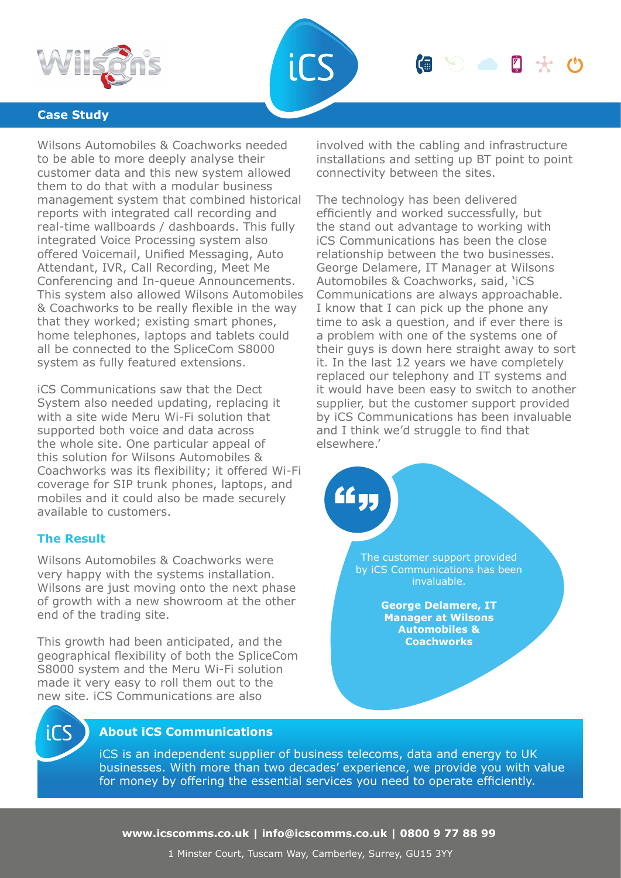**Case Study**

Wilsons Automobiles & Coachworks needed to be able to more deeply analyse their customer data and this new system allowed them to do that with a modular business management system that combined historical reports with integrated call recording and real-time wallboards / dashboards. This fully integrated Voice Processing system also offered Voicemail, Unified Messaging, Auto Attendant, IVR, Call Recording, Meet Me Conferencing and In-queue Announcements. This system also allowed Wilsons Automobiles & Coachworks to be really flexible in the way that they worked; existing smart phones, home telephones, laptops and tablets could all be connected to the SpliceCom S8000 system as fully featured extensions.

iCS Communications saw that the Dect System also needed updating, replacing it with a site wide Meru Wi-Fi solution that supported both voice and data across the whole site. One particular appeal of this solution for Wilsons Automobiles & Coachworks was its flexibility; it offered Wi-Fi coverage for SIP trunk phones, laptops, and mobiles and it could also be made securely available to customers.

### The Result

Wilsons Automobiles & Coachworks were very happy with the systems installation. Wilsons are just moving onto the next phase of growth with a new showroom at the other end of the trading site.

This growth had been anticipated, and the geographical flexibility of both the SpliceCom S8000 system and the Meru Wi-Fi solution made it very easy to roll them out to the new site. iCS Communications are also involved with the cabling and infrastructure installations and setting up BT point to point connectivity between the sites.

The technology has been delivered efficiently and worked successfully, but the stand out advantage to working with iCS Communications has been the close relationship between the two businesses. George Delamere, IT Manager at Wilsons Automobiles & Coachworks, said, 'iCS Communications are always approachable. I know that I can pick up the phone any time to ask a question, and if ever there is a problem with one of the systems one of their guys is down here straight away to sort it. In the last 12 years we have completely replaced our telephony and IT systems and it would have been easy to switch to another supplier, but the customer support provided by iCS Communications has been invaluable and I think we'd struggle to find that elsewhere.'

> The customer support provided by iCS Communications has been invaluable.
>
> **George Delamere, IT Manager at Wilsons Automobiles & Coachworks**

### About iCS Communications

iCS is an independent supplier of business telecoms, data and energy to UK businesses. With more than two decades' experience, we provide you with value for money by offering the essential services you need to operate efficiently.

**www.icscomms.co.uk | info@icscomms.co.uk | 0800 9 77 88 99**

1 Minster Court, Tuscam Way, Camberley, Surrey, GU15 3YY